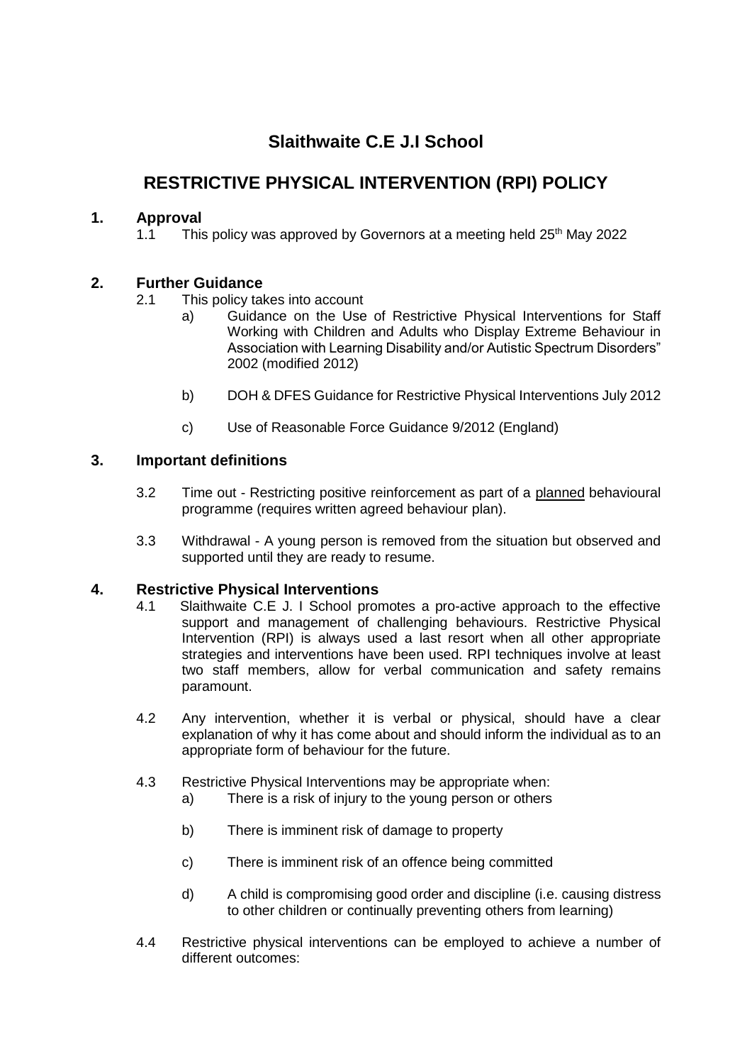# Slaithwaite C.E J.I School

# RESTRICTIVE PHYSICAL INTERVENTION (RPI) POLICY

## 1. Approval

1.1 This policy was approved by Governors at a meeting held 25th May 2022

## 2. Further Guidance

2.1 This policy takes into account

a) Guidance on the Use of Restrictive Physical Interventions for Staff Working with Children and Adults who Display Extreme Behaviour in Association with Learning Disability and/or Autistic Spectrum Disorders" 2002 (modified 2012)

b) DOH & DFES Guidance for Restrictive Physical Interventions July 2012

c) Use of Reasonable Force Guidance 9/2012 (England)

## 3. Important definitions

3.2 Time out - Restricting positive reinforcement as part of a <u>planned</u> behavioural programme (requires written agreed behaviour plan).

3.3 Withdrawal - A young person is removed from the situation but observed and supported until they are ready to resume.

## 4. Restrictive Physical Interventions

4.1 Slaithwaite C.E J. I School promotes a pro-active approach to the effective support and management of challenging behaviours. Restrictive Physical Intervention (RPI) is always used a last resort when all other appropriate strategies and interventions have been used. RPI techniques involve at least two staff members, allow for verbal communication and safety remains paramount.

4.2 Any intervention, whether it is verbal or physical, should have a clear explanation of why it has come about and should inform the individual as to an appropriate form of behaviour for the future.

4.3 Restrictive Physical Interventions may be appropriate when:

a) There is a risk of injury to the young person or others

b) There is imminent risk of damage to property

c) There is imminent risk of an offence being committed

d) A child is compromising good order and discipline (i.e. causing distress to other children or continually preventing others from learning)

4.4 Restrictive physical interventions can be employed to achieve a number of different outcomes: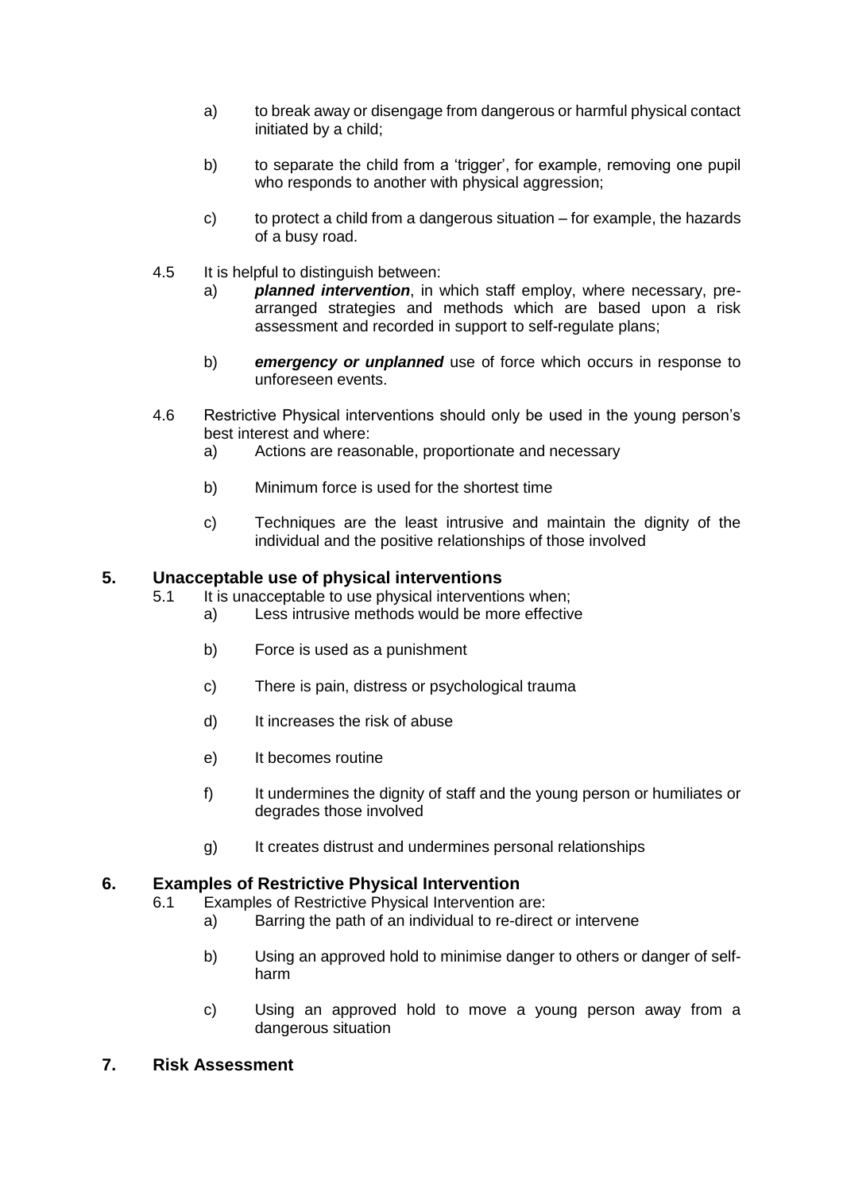a) to break away or disengage from dangerous or harmful physical contact initiated by a child;

b) to separate the child from a 'trigger', for example, removing one pupil who responds to another with physical aggression;

c) to protect a child from a dangerous situation – for example, the hazards of a busy road.

4.5 It is helpful to distinguish between:

a) ***planned intervention***, in which staff employ, where necessary, pre-arranged strategies and methods which are based upon a risk assessment and recorded in support to self-regulate plans;

b) ***emergency or unplanned*** use of force which occurs in response to unforeseen events.

4.6 Restrictive Physical interventions should only be used in the young person's best interest and where:

a) Actions are reasonable, proportionate and necessary

b) Minimum force is used for the shortest time

c) Techniques are the least intrusive and maintain the dignity of the individual and the positive relationships of those involved

## 5. Unacceptable use of physical interventions

5.1 It is unacceptable to use physical interventions when;

a) Less intrusive methods would be more effective

b) Force is used as a punishment

c) There is pain, distress or psychological trauma

d) It increases the risk of abuse

e) It becomes routine

f) It undermines the dignity of staff and the young person or humiliates or degrades those involved

g) It creates distrust and undermines personal relationships

## 6. Examples of Restrictive Physical Intervention

6.1 Examples of Restrictive Physical Intervention are:

a) Barring the path of an individual to re-direct or intervene

b) Using an approved hold to minimise danger to others or danger of self-harm

c) Using an approved hold to move a young person away from a dangerous situation

## 7. Risk Assessment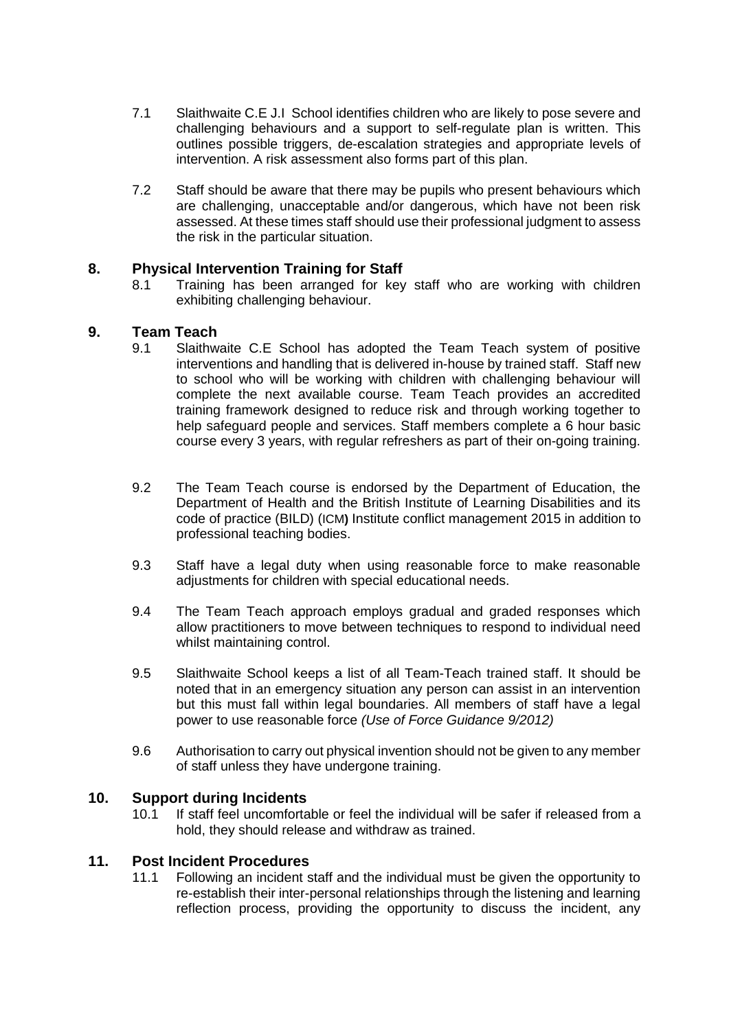7.1 Slaithwaite C.E J.I School identifies children who are likely to pose severe and challenging behaviours and a support to self-regulate plan is written. This outlines possible triggers, de-escalation strategies and appropriate levels of intervention. A risk assessment also forms part of this plan.

7.2 Staff should be aware that there may be pupils who present behaviours which are challenging, unacceptable and/or dangerous, which have not been risk assessed. At these times staff should use their professional judgment to assess the risk in the particular situation.

## 8. Physical Intervention Training for Staff

8.1 Training has been arranged for key staff who are working with children exhibiting challenging behaviour.

## 9. Team Teach

9.1 Slaithwaite C.E School has adopted the Team Teach system of positive interventions and handling that is delivered in-house by trained staff. Staff new to school who will be working with children with challenging behaviour will complete the next available course. Team Teach provides an accredited training framework designed to reduce risk and through working together to help safeguard people and services. Staff members complete a 6 hour basic course every 3 years, with regular refreshers as part of their on-going training.

9.2 The Team Teach course is endorsed by the Department of Education, the Department of Health and the British Institute of Learning Disabilities and its code of practice (BILD) (ICM**)** Institute conflict management 2015 in addition to professional teaching bodies.

9.3 Staff have a legal duty when using reasonable force to make reasonable adjustments for children with special educational needs.

9.4 The Team Teach approach employs gradual and graded responses which allow practitioners to move between techniques to respond to individual need whilst maintaining control.

9.5 Slaithwaite School keeps a list of all Team-Teach trained staff. It should be noted that in an emergency situation any person can assist in an intervention but this must fall within legal boundaries. All members of staff have a legal power to use reasonable force *(Use of Force Guidance 9/2012)*

9.6 Authorisation to carry out physical invention should not be given to any member of staff unless they have undergone training.

## 10. Support during Incidents

10.1 If staff feel uncomfortable or feel the individual will be safer if released from a hold, they should release and withdraw as trained.

## 11. Post Incident Procedures

11.1 Following an incident staff and the individual must be given the opportunity to re-establish their inter-personal relationships through the listening and learning reflection process, providing the opportunity to discuss the incident, any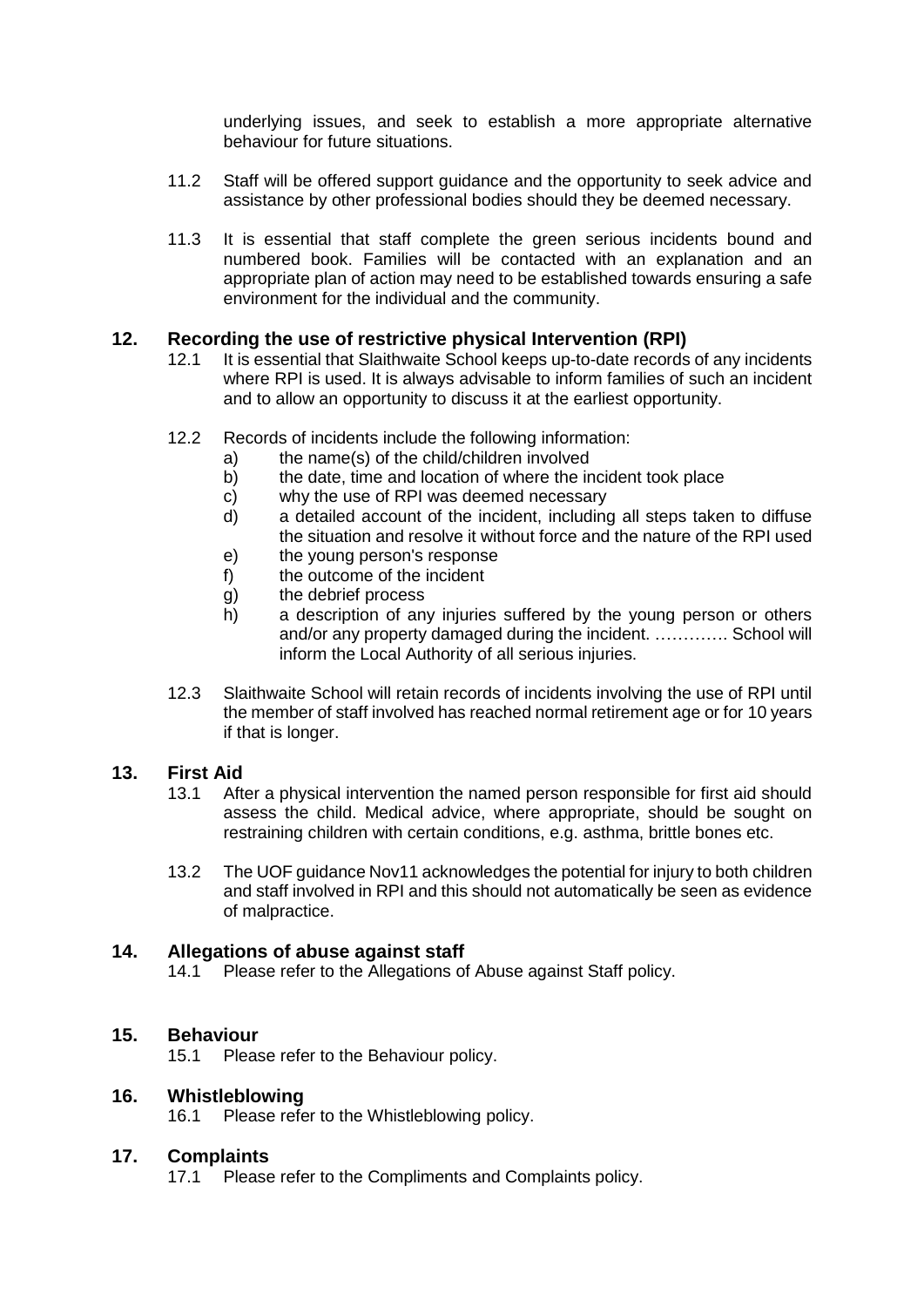underlying issues, and seek to establish a more appropriate alternative behaviour for future situations.

11.2 Staff will be offered support guidance and the opportunity to seek advice and assistance by other professional bodies should they be deemed necessary.

11.3 It is essential that staff complete the green serious incidents bound and numbered book. Families will be contacted with an explanation and an appropriate plan of action may need to be established towards ensuring a safe environment for the individual and the community.

## 12. Recording the use of restrictive physical Intervention (RPI)

12.1 It is essential that Slaithwaite School keeps up-to-date records of any incidents where RPI is used. It is always advisable to inform families of such an incident and to allow an opportunity to discuss it at the earliest opportunity.

12.2 Records of incidents include the following information:

- a) the name(s) of the child/children involved
- b) the date, time and location of where the incident took place
- c) why the use of RPI was deemed necessary
- d) a detailed account of the incident, including all steps taken to diffuse the situation and resolve it without force and the nature of the RPI used
- e) the young person's response
- f) the outcome of the incident
- g) the debrief process
- h) a description of any injuries suffered by the young person or others and/or any property damaged during the incident. …………. School will inform the Local Authority of all serious injuries.

12.3 Slaithwaite School will retain records of incidents involving the use of RPI until the member of staff involved has reached normal retirement age or for 10 years if that is longer.

## 13. First Aid

13.1 After a physical intervention the named person responsible for first aid should assess the child. Medical advice, where appropriate, should be sought on restraining children with certain conditions, e.g. asthma, brittle bones etc.

13.2 The UOF guidance Nov11 acknowledges the potential for injury to both children and staff involved in RPI and this should not automatically be seen as evidence of malpractice.

## 14. Allegations of abuse against staff

14.1 Please refer to the Allegations of Abuse against Staff policy.

## 15. Behaviour

15.1 Please refer to the Behaviour policy.

## 16. Whistleblowing

16.1 Please refer to the Whistleblowing policy.

## 17. Complaints

17.1 Please refer to the Compliments and Complaints policy.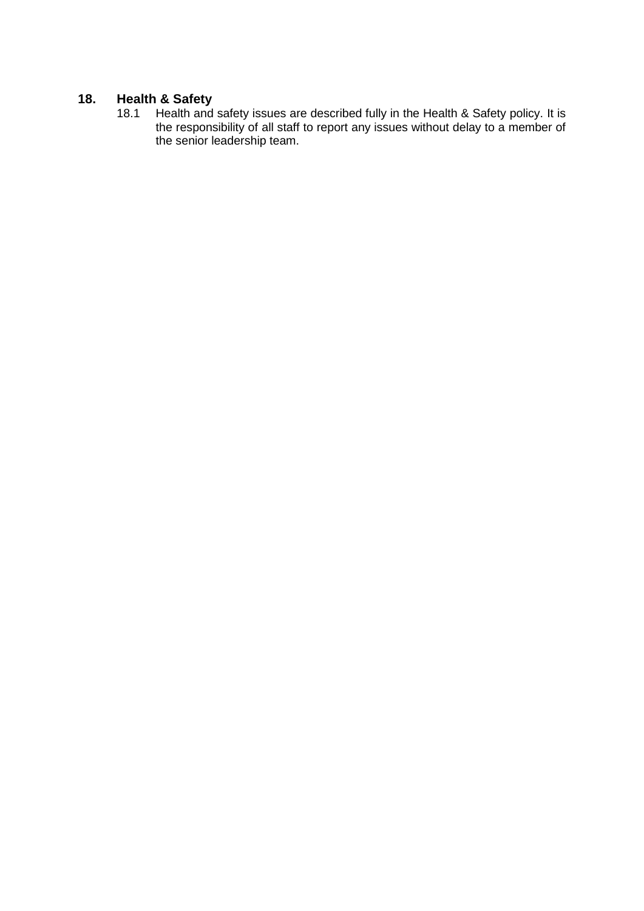## 18. Health & Safety

18.1 Health and safety issues are described fully in the Health & Safety policy. It is the responsibility of all staff to report any issues without delay to a member of the senior leadership team.